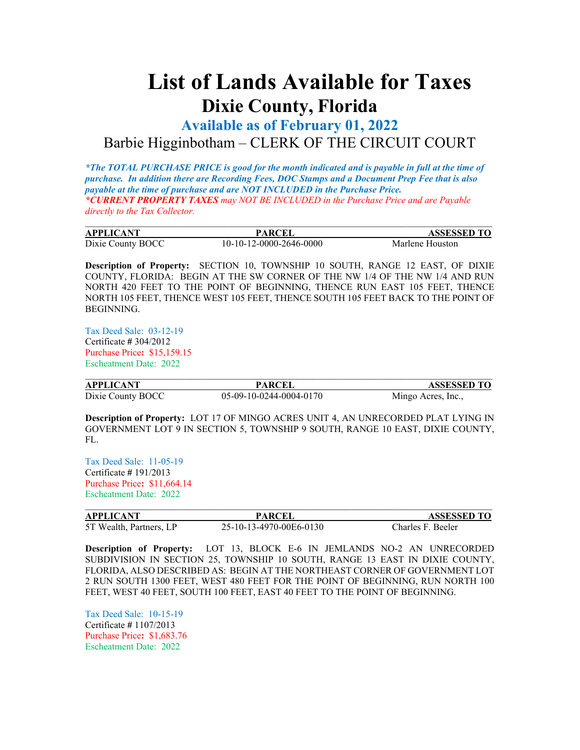# List of Lands Available for Taxes

## Dixie County, Florida

### Available as of February 01, 2022

Barbie Higginbotham – CLERK OF THE CIRCUIT COURT

***The TOTAL PURCHASE PRICE is good for the month indicated and is payable in full at the time of purchase. In addition there are Recording Fees, DOC Stamps and a Document Prep Fee that is also payable at the time of purchase and are NOT INCLUDED in the Purchase Price.***
****CURRENT PROPERTY TAXES*** *may NOT BE INCLUDED in the Purchase Price and are Payable directly to the Tax Collector.*

---

| APPLICANT | PARCEL | ASSESSED TO |
|---|---|---|
| Dixie County BOCC | 10-10-12-0000-2646-0000 | Marlene Houston |

**Description of Property:** SECTION 10, TOWNSHIP 10 SOUTH, RANGE 12 EAST, OF DIXIE COUNTY, FLORIDA: BEGIN AT THE SW CORNER OF THE NW 1/4 OF THE NW 1/4 AND RUN NORTH 420 FEET TO THE POINT OF BEGINNING, THENCE RUN EAST 105 FEET, THENCE NORTH 105 FEET, THENCE WEST 105 FEET, THENCE SOUTH 105 FEET BACK TO THE POINT OF BEGINNING.

Tax Deed Sale: 03-12-19
Certificate # 304/2012
Purchase Price**:** $15,159.15
Escheatment Date: 2022

---

| APPLICANT | PARCEL | ASSESSED TO |
|---|---|---|
| Dixie County BOCC | 05-09-10-0244-0004-0170 | Mingo Acres, Inc., |

**Description of Property:** LOT 17 OF MINGO ACRES UNIT 4, AN UNRECORDED PLAT LYING IN GOVERNMENT LOT 9 IN SECTION 5, TOWNSHIP 9 SOUTH, RANGE 10 EAST, DIXIE COUNTY, FL.

Tax Deed Sale: 11-05-19
Certificate # 191/2013
Purchase Price**:** $11,664.14
Escheatment Date: 2022

---

| APPLICANT | PARCEL | ASSESSED TO |
|---|---|---|
| 5T Wealth, Partners, LP | 25-10-13-4970-00E6-0130 | Charles F. Beeler |

**Description of Property:** LOT 13, BLOCK E-6 IN JEMLANDS NO-2 AN UNRECORDED SUBDIVISION IN SECTION 25, TOWNSHIP 10 SOUTH, RANGE 13 EAST IN DIXIE COUNTY, FLORIDA, ALSO DESCRIBED AS: BEGIN AT THE NORTHEAST CORNER OF GOVERNMENT LOT 2 RUN SOUTH 1300 FEET, WEST 480 FEET FOR THE POINT OF BEGINNING, RUN NORTH 100 FEET, WEST 40 FEET, SOUTH 100 FEET, EAST 40 FEET TO THE POINT OF BEGINNING.

Tax Deed Sale: 10-15-19
Certificate # 1107/2013
Purchase Price**:** $1,683.76
Escheatment Date: 2022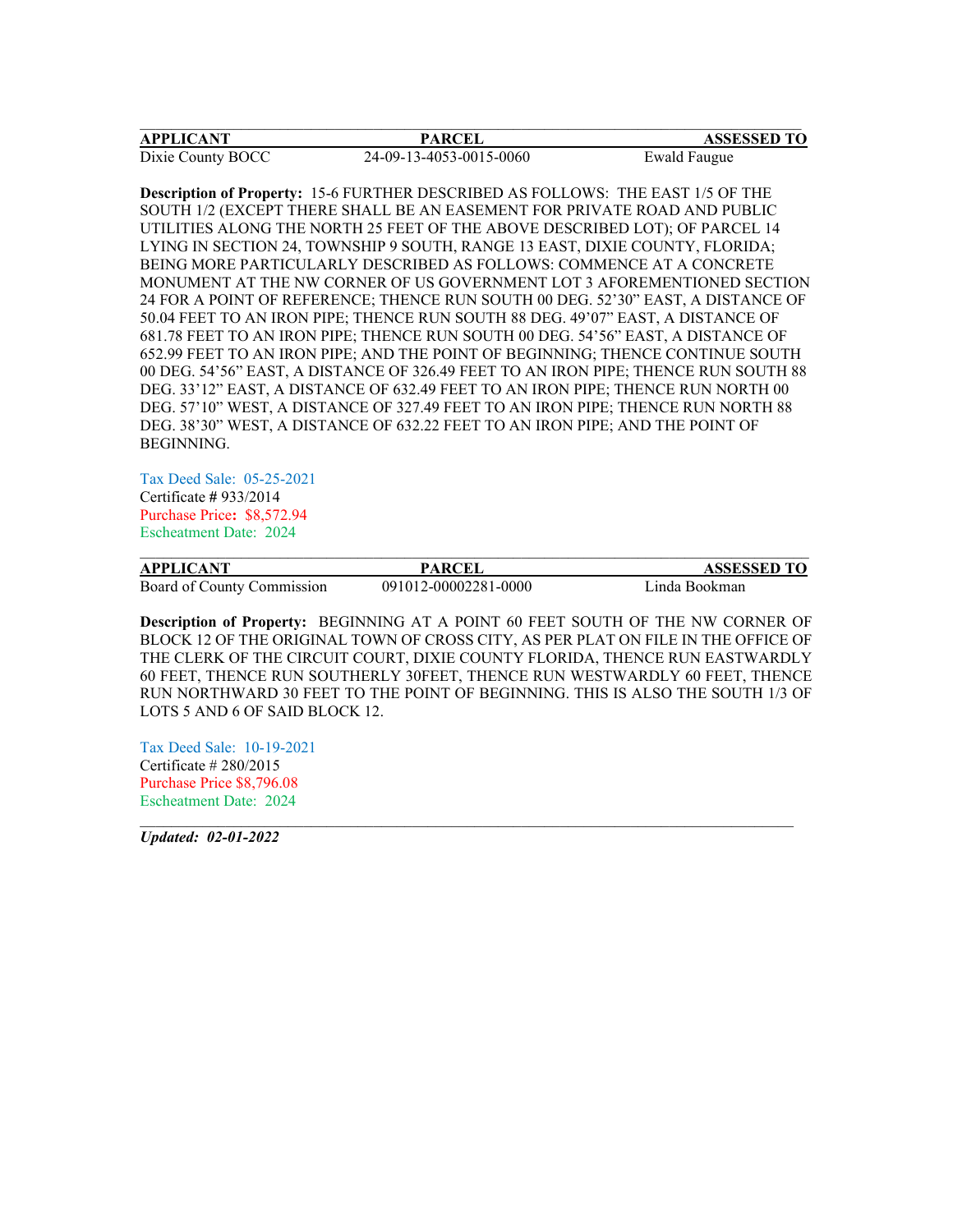| APPLICANT | PARCEL | ASSESSED TO |
|---|---|---|
| Dixie County BOCC | 24-09-13-4053-0015-0060 | Ewald Faugue |

**Description of Property:** 15-6 FURTHER DESCRIBED AS FOLLOWS: THE EAST 1/5 OF THE SOUTH 1/2 (EXCEPT THERE SHALL BE AN EASEMENT FOR PRIVATE ROAD AND PUBLIC UTILITIES ALONG THE NORTH 25 FEET OF THE ABOVE DESCRIBED LOT); OF PARCEL 14 LYING IN SECTION 24, TOWNSHIP 9 SOUTH, RANGE 13 EAST, DIXIE COUNTY, FLORIDA; BEING MORE PARTICULARLY DESCRIBED AS FOLLOWS: COMMENCE AT A CONCRETE MONUMENT AT THE NW CORNER OF US GOVERNMENT LOT 3 AFOREMENTIONED SECTION 24 FOR A POINT OF REFERENCE; THENCE RUN SOUTH 00 DEG. 52'30" EAST, A DISTANCE OF 50.04 FEET TO AN IRON PIPE; THENCE RUN SOUTH 88 DEG. 49'07" EAST, A DISTANCE OF 681.78 FEET TO AN IRON PIPE; THENCE RUN SOUTH 00 DEG. 54'56" EAST, A DISTANCE OF 652.99 FEET TO AN IRON PIPE; AND THE POINT OF BEGINNING; THENCE CONTINUE SOUTH 00 DEG. 54'56" EAST, A DISTANCE OF 326.49 FEET TO AN IRON PIPE; THENCE RUN SOUTH 88 DEG. 33'12" EAST, A DISTANCE OF 632.49 FEET TO AN IRON PIPE; THENCE RUN NORTH 00 DEG. 57'10" WEST, A DISTANCE OF 327.49 FEET TO AN IRON PIPE; THENCE RUN NORTH 88 DEG. 38'30" WEST, A DISTANCE OF 632.22 FEET TO AN IRON PIPE; AND THE POINT OF BEGINNING.

Tax Deed Sale: 05-25-2021
Certificate # 933/2014
Purchase Price**:** $8,572.94
Escheatment Date: 2024

| APPLICANT | PARCEL | ASSESSED TO |
|---|---|---|
| Board of County Commission | 091012-00002281-0000 | Linda Bookman |

**Description of Property:** BEGINNING AT A POINT 60 FEET SOUTH OF THE NW CORNER OF BLOCK 12 OF THE ORIGINAL TOWN OF CROSS CITY, AS PER PLAT ON FILE IN THE OFFICE OF THE CLERK OF THE CIRCUIT COURT, DIXIE COUNTY FLORIDA, THENCE RUN EASTWARDLY 60 FEET, THENCE RUN SOUTHERLY 30FEET, THENCE RUN WESTWARDLY 60 FEET, THENCE RUN NORTHWARD 30 FEET TO THE POINT OF BEGINNING. THIS IS ALSO THE SOUTH 1/3 OF LOTS 5 AND 6 OF SAID BLOCK 12.

Tax Deed Sale: 10-19-2021
Certificate # 280/2015
Purchase Price $8,796.08
Escheatment Date: 2024

***Updated: 02-01-2022***